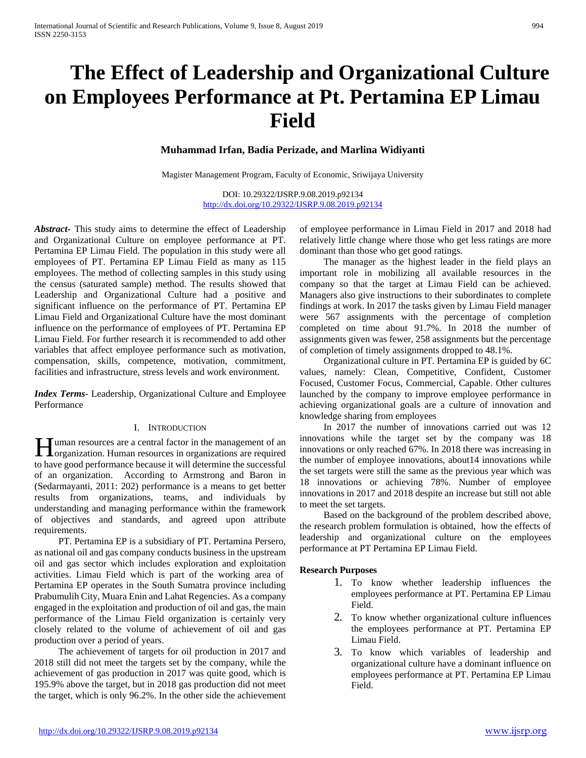# The Effect of Leadership and Organizational Culture on Employees Performance at Pt. Pertamina EP Limau Field

**Muhammad Irfan, Badia Perizade, and Marlina Widiyanti**

Magister Management Program, Faculty of Economic, Sriwijaya University

DOI: 10.29322/IJSRP.9.08.2019.p92134
http://dx.doi.org/10.29322/IJSRP.9.08.2019.p92134

***Abstract***- This study aims to determine the effect of Leadership and Organizational Culture on employee performance at PT. Pertamina EP Limau Field. The population in this study were all employees of PT. Pertamina EP Limau Field as many as 115 employees. The method of collecting samples in this study using the census (saturated sample) method. The results showed that Leadership and Organizational Culture had a positive and significant influence on the performance of PT. Pertamina EP Limau Field and Organizational Culture have the most dominant influence on the performance of employees of PT. Pertamina EP Limau Field. For further research it is recommended to add other variables that affect employee performance such as motivation, compensation, skills, competence, motivation, commitment, facilities and infrastructure, stress levels and work environment.

***Index Terms***- Leadership, Organizational Culture and Employee Performance

## I. Introduction

Human resources are a central factor in the management of an organization. Human resources in organizations are required to have good performance because it will determine the successful of an organization. According to Armstrong and Baron in (Sedarmayanti, 2011: 202) performance is a means to get better results from organizations, teams, and individuals by understanding and managing performance within the framework of objectives and standards, and agreed upon attribute requirements.

PT. Pertamina EP is a subsidiary of PT. Pertamina Persero, as national oil and gas company conducts business in the upstream oil and gas sector which includes exploration and exploitation activities. Limau Field which is part of the working area of Pertamina EP operates in the South Sumatra province including Prabumulih City, Muara Enin and Lahat Regencies. As a company engaged in the exploitation and production of oil and gas, the main performance of the Limau Field organization is certainly very closely related to the volume of achievement of oil and gas production over a period of years.

The achievement of targets for oil production in 2017 and 2018 still did not meet the targets set by the company, while the achievement of gas production in 2017 was quite good, which is 195.9% above the target, but in 2018 gas production did not meet the target, which is only 96.2%. In the other side the achievement of employee performance in Limau Field in 2017 and 2018 had relatively little change where those who get less ratings are more dominant than those who get good ratings.

The manager as the highest leader in the field plays an important role in mobilizing all available resources in the company so that the target at Limau Field can be achieved. Managers also give instructions to their subordinates to complete findings at work. In 2017 the tasks given by Limau Field manager were 567 assignments with the percentage of completion completed on time about 91.7%. In 2018 the number of assignments given was fewer, 258 assignments but the percentage of completion of timely assignments dropped to 48.1%.

Organizational culture in PT. Pertamina EP is guided by 6C values, namely: Clean, Competitive, Confident, Customer Focused, Customer Focus, Commercial, Capable. Other cultures launched by the company to improve employee performance in achieving organizational goals are a culture of innovation and knowledge sharing from employees

In 2017 the number of innovations carried out was 12 innovations while the target set by the company was 18 innovations or only reached 67%. In 2018 there was increasing in the number of employee innovations, about14 innovations while the set targets were still the same as the previous year which was 18 innovations or achieving 78%. Number of employee innovations in 2017 and 2018 despite an increase but still not able to meet the set targets.

Based on the background of the problem described above, the research problem formulation is obtained, how the effects of leadership and organizational culture on the employees performance at PT Pertamina EP Limau Field.

### Research Purposes

1. To know whether leadership influences the employees performance at PT. Pertamina EP Limau Field.
2. To know whether organizational culture influences the employees performance at PT. Pertamina EP Limau Field.
3. To know which variables of leadership and organizational culture have a dominant influence on employees performance at PT. Pertamina EP Limau Field.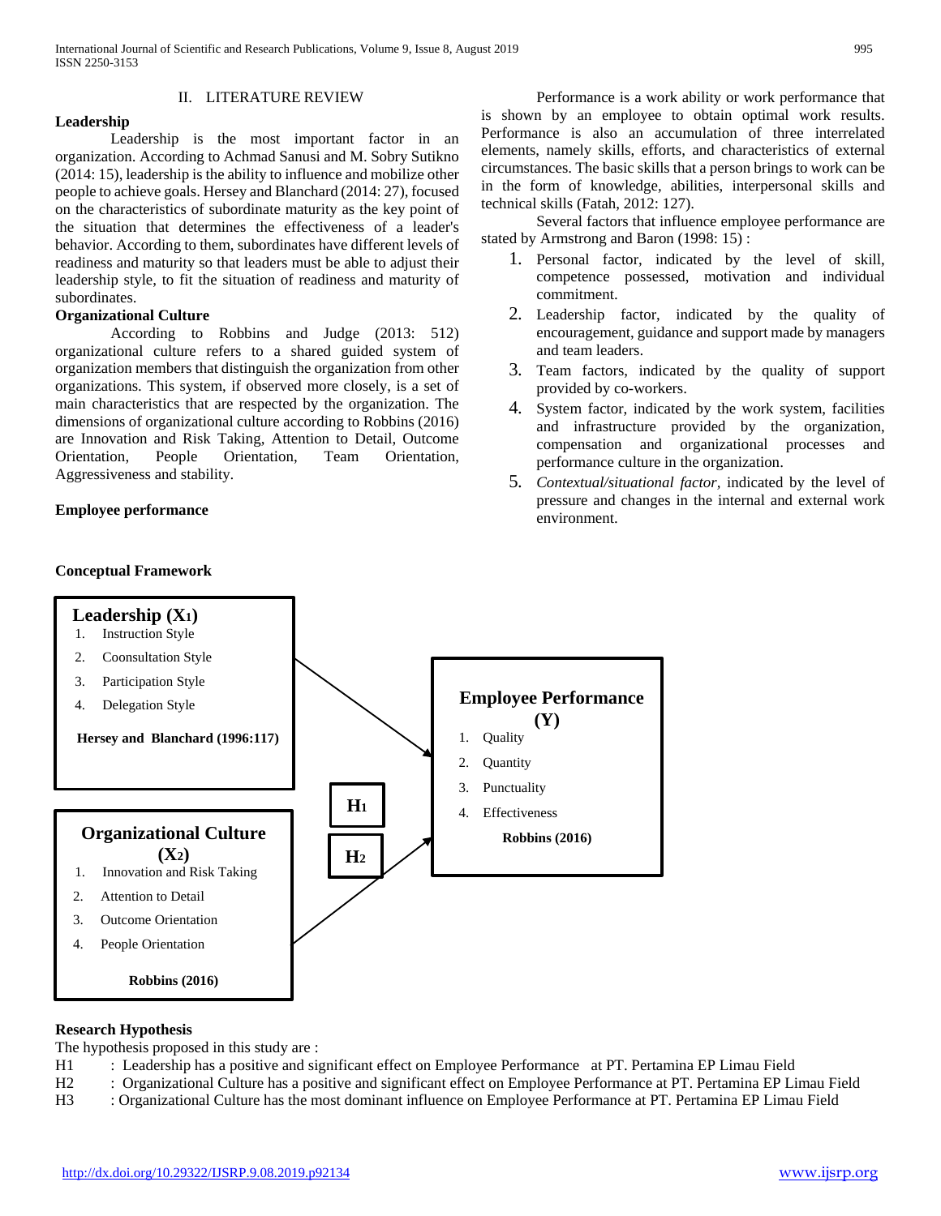## II. LITERATURE REVIEW

**Leadership**

Leadership is the most important factor in an organization. According to Achmad Sanusi and M. Sobry Sutikno (2014: 15), leadership is the ability to influence and mobilize other people to achieve goals. Hersey and Blanchard (2014: 27), focused on the characteristics of subordinate maturity as the key point of the situation that determines the effectiveness of a leader's behavior. According to them, subordinates have different levels of readiness and maturity so that leaders must be able to adjust their leadership style, to fit the situation of readiness and maturity of subordinates.

**Organizational Culture**

According to Robbins and Judge (2013: 512) organizational culture refers to a shared guided system of organization members that distinguish the organization from other organizations. This system, if observed more closely, is a set of main characteristics that are respected by the organization. The dimensions of organizational culture according to Robbins (2016) are Innovation and Risk Taking, Attention to Detail, Outcome Orientation, People Orientation, Team Orientation, Aggressiveness and stability.

**Employee performance**

Performance is a work ability or work performance that is shown by an employee to obtain optimal work results. Performance is also an accumulation of three interrelated elements, namely skills, efforts, and characteristics of external circumstances. The basic skills that a person brings to work can be in the form of knowledge, abilities, interpersonal skills and technical skills (Fatah, 2012: 127).

Several factors that influence employee performance are stated by Armstrong and Baron (1998: 15) :

1. Personal factor, indicated by the level of skill, competence possessed, motivation and individual commitment.
2. Leadership factor, indicated by the quality of encouragement, guidance and support made by managers and team leaders.
3. Team factors, indicated by the quality of support provided by co-workers.
4. System factor, indicated by the work system, facilities and infrastructure provided by the organization, compensation and organizational processes and performance culture in the organization.
5. *Contextual/situational factor*, indicated by the level of pressure and changes in the internal and external work environment.

**Conceptual Framework**

**Leadership ($X_1$)**
1. Instruction Style
2. Coonsultation Style
3. Participation Style
4. Delegation Style

**Hersey and Blanchard (1996:117)**

**Organizational Culture ($X_2$)**
1. Innovation and Risk Taking
2. Attention to Detail
3. Outcome Orientation
4. People Orientation

**Robbins (2016)**

**$H_1$**

**$H_2$**

**Employee Performance (Y)**
1. Quality
2. Quantity
3. Punctuality
4. Effectiveness

**Robbins (2016)**

**Research Hypothesis**

The hypothesis proposed in this study are :

H1 : Leadership has a positive and significant effect on Employee Performance at PT. Pertamina EP Limau Field
H2 : Organizational Culture has a positive and significant effect on Employee Performance at PT. Pertamina EP Limau Field
H3 : Organizational Culture has the most dominant influence on Employee Performance at PT. Pertamina EP Limau Field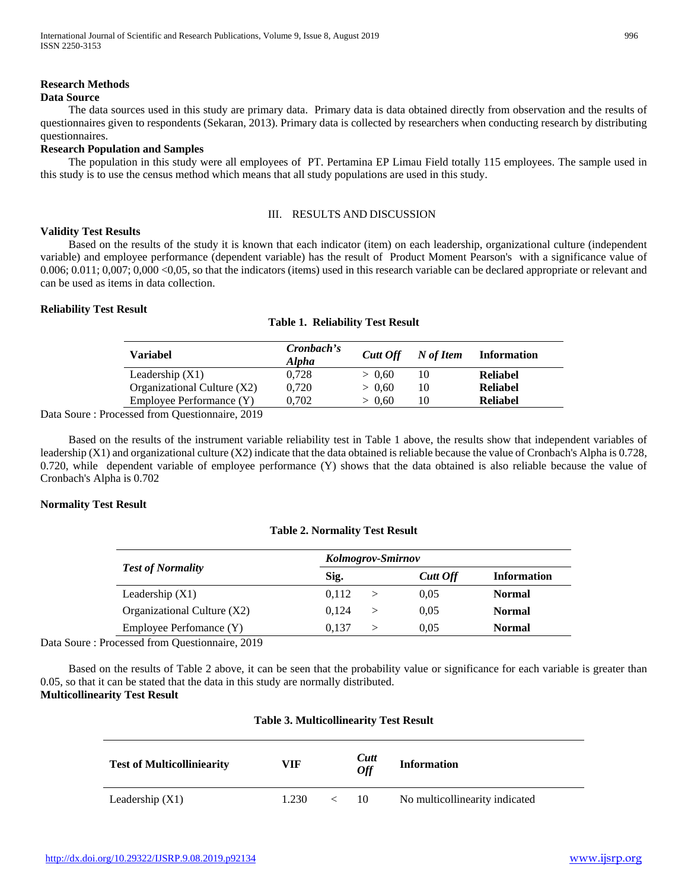## Research Methods

### Data Source

The data sources used in this study are primary data. Primary data is data obtained directly from observation and the results of questionnaires given to respondents (Sekaran, 2013). Primary data is collected by researchers when conducting research by distributing questionnaires.

### Research Population and Samples

The population in this study were all employees of PT. Pertamina EP Limau Field totally 115 employees. The sample used in this study is to use the census method which means that all study populations are used in this study.

## III. RESULTS AND DISCUSSION

### Validity Test Results

Based on the results of the study it is known that each indicator (item) on each leadership, organizational culture (independent variable) and employee performance (dependent variable) has the result of Product Moment Pearson's with a significance value of 0.006; 0.011; 0,007; 0,000 <0,05, so that the indicators (items) used in this research variable can be declared appropriate or relevant and can be used as items in data collection.

### Reliability Test Result

**Table 1. Reliability Test Result**

| Variabel | *Cronbach's Alpha* | *Cutt Off* | *N of Item* | Information |
|---|---|---|---|---|
| Leadership (X1) | 0,728 | > 0,60 | 10 | **Reliabel** |
| Organizational Culture (X2) | 0,720 | > 0,60 | 10 | **Reliabel** |
| Employee Performance (Y) | 0,702 | > 0,60 | 10 | **Reliabel** |

Data Soure : Processed from Questionnaire, 2019

Based on the results of the instrument variable reliability test in Table 1 above, the results show that independent variables of leadership (X1) and organizational culture (X2) indicate that the data obtained is reliable because the value of Cronbach's Alpha is 0.728, 0.720, while dependent variable of employee performance (Y) shows that the data obtained is also reliable because the value of Cronbach's Alpha is 0.702

### Normality Test Result

**Table 2. Normality Test Result**

| *Test of Normality* | *Kolmogrov-Smirnov* | | | |
|---|---|---|---|---|
| | Sig. | | *Cutt Off* | Information |
| Leadership (X1) | 0,112 | > | 0,05 | **Normal** |
| Organizational Culture (X2) | 0,124 | > | 0,05 | **Normal** |
| Employee Perfomance (Y) | 0,137 | > | 0,05 | **Normal** |

Data Soure : Processed from Questionnaire, 2019

Based on the results of Table 2 above, it can be seen that the probability value or significance for each variable is greater than 0.05, so that it can be stated that the data in this study are normally distributed.

### Multicollinearity Test Result

**Table 3. Multicollinearity Test Result**

| Test of Multicolliniearity | VIF | | *Cutt Off* | Information |
|---|---|---|---|---|
| Leadership (X1) | 1.230 | < | 10 | No multicollinearity indicated |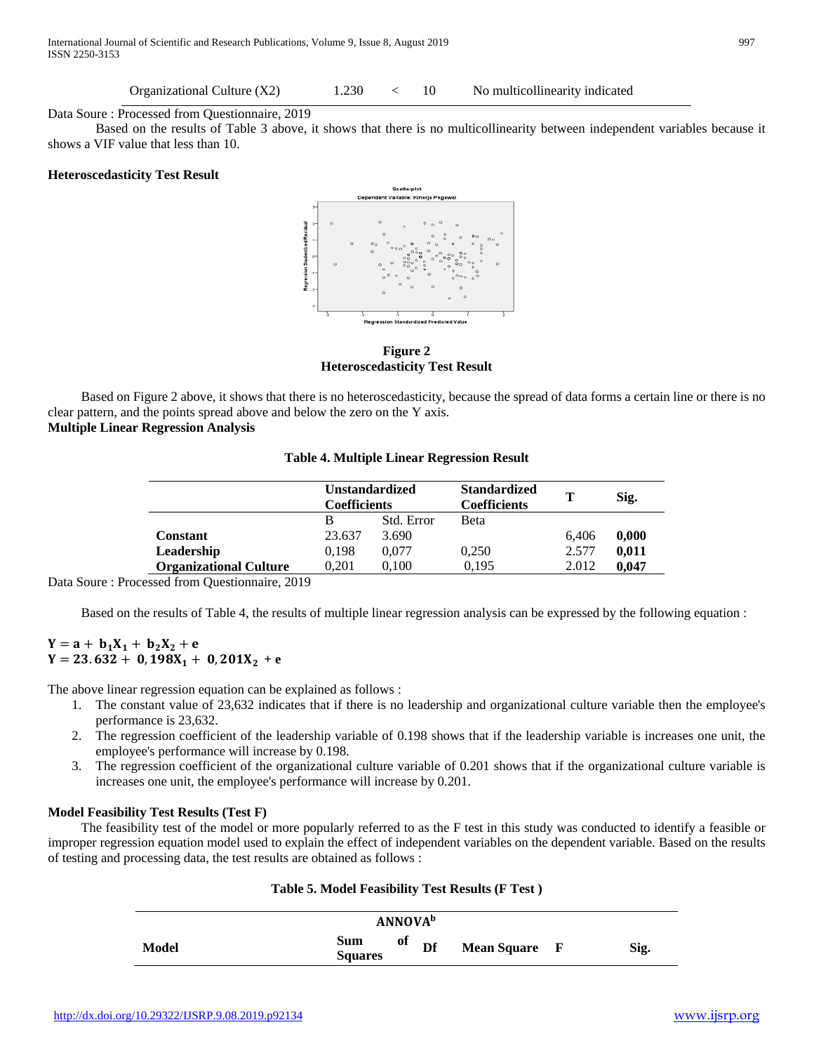| Organizational Culture (X2) | 1.230 | < | 10 | No multicollinearity indicated |
|---|---|---|---|---|

Data Soure : Processed from Questionnaire, 2019

Based on the results of Table 3 above, it shows that there is no multicollinearity between independent variables because it shows a VIF value that less than 10.

**Heteroscedasticity Test Result**

**Figure 2**
**Heteroscedasticity Test Result**

Based on Figure 2 above, it shows that there is no heteroscedasticity, because the spread of data forms a certain line or there is no clear pattern, and the points spread above and below the zero on the Y axis.

**Multiple Linear Regression Analysis**

**Table 4. Multiple Linear Regression Result**

| | Unstandardized Coefficients | | Standardized Coefficients | T | Sig. |
|---|---|---|---|---|---|
| | B | Std. Error | Beta | | |
| **Constant** | 23.637 | 3.690 | | 6,406 | **0,000** |
| **Leadership** | 0,198 | 0,077 | 0,250 | 2.577 | **0,011** |
| **Organizational Culture** | 0,201 | 0,100 | 0,195 | 2.012 | **0,047** |

Data Soure : Processed from Questionnaire, 2019

Based on the results of Table 4, the results of multiple linear regression analysis can be expressed by the following equation :

$$\mathbf{Y = a + b_1X_1 + b_2X_2 + e}$$
$$\mathbf{Y = 23.632 + 0,198X_1 + 0,201X_2 + e}$$

The above linear regression equation can be explained as follows :

1. The constant value of 23,632 indicates that if there is no leadership and organizational culture variable then the employee's performance is 23,632.
2. The regression coefficient of the leadership variable of 0.198 shows that if the leadership variable is increases one unit, the employee's performance will increase by 0.198.
3. The regression coefficient of the organizational culture variable of 0.201 shows that if the organizational culture variable is increases one unit, the employee's performance will increase by 0.201.

**Model Feasibility Test Results (Test F)**

The feasibility test of the model or more popularly referred to as the F test in this study was conducted to identify a feasible or improper regression equation model used to explain the effect of independent variables on the dependent variable. Based on the results of testing and processing data, the test results are obtained as follows :

**Table 5. Model Feasibility Test Results (F Test )**

| ANNOVA[b] | | | | | |
|---|---|---|---|---|---|
| **Model** | **Sum of Squares** | **Df** | **Mean Square** | **F** | **Sig.** |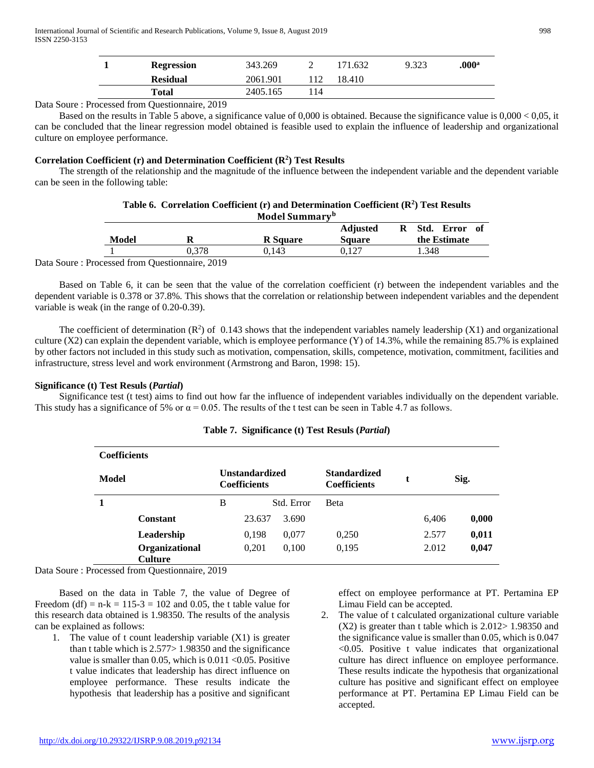| 1 | Regression | 343.269 | 2 | 171.632 | 9.323 | .000[a] |
|---|---|---|---|---|---|---|
| | Residual | 2061.901 | 112 | 18.410 | | |
| | Total | 2405.165 | 114 | | | |

Data Soure : Processed from Questionnaire, 2019

Based on the results in Table 5 above, a significance value of 0,000 is obtained. Because the significance value is 0,000 < 0,05, it can be concluded that the linear regression model obtained is feasible used to explain the influence of leadership and organizational culture on employee performance.

**Correlation Coefficient (r) and Determination Coefficient ($R^2$) Test Results**

The strength of the relationship and the magnitude of the influence between the independent variable and the dependent variable can be seen in the following table:

**Table 6. Correlation Coefficient (r) and Determination Coefficient ($R^2$) Test Results**

**Model Summary[b]**

| Model | R | R Square | Adjusted R Square | Std. Error of the Estimate |
|---|---|---|---|---|
| 1 | 0,378 | 0,143 | 0,127 | 1.348 |

Data Soure : Processed from Questionnaire, 2019

Based on Table 6, it can be seen that the value of the correlation coefficient (r) between the independent variables and the dependent variable is 0.378 or 37.8%. This shows that the correlation or relationship between independent variables and the dependent variable is weak (in the range of 0.20-0.39).

The coefficient of determination ($R^2$) of 0.143 shows that the independent variables namely leadership (X1) and organizational culture (X2) can explain the dependent variable, which is employee performance (Y) of 14.3%, while the remaining 85.7% is explained by other factors not included in this study such as motivation, compensation, skills, competence, motivation, commitment, facilities and infrastructure, stress level and work environment (Armstrong and Baron, 1998: 15).

**Significance (t) Test Resuls (*Partial*)**

Significance test (t test) aims to find out how far the influence of independent variables individually on the dependent variable. This study has a significance of 5% or $\alpha = 0.05$. The results of the t test can be seen in Table 4.7 as follows.

**Table 7. Significance (t) Test Resuls (*Partial*)**

| Coefficients | | | | | | |
|---|---|---|---|---|---|---|
| Model | | Unstandardized Coefficients | | Standardized Coefficients | t | Sig. |
| 1 | | B | Std. Error | Beta | | |
| | Constant | 23.637 | 3.690 | | 6,406 | 0,000 |
| | Leadership | 0,198 | 0,077 | 0,250 | 2.577 | 0,011 |
| | Organizational Culture | 0,201 | 0,100 | 0,195 | 2.012 | 0,047 |

Data Soure : Processed from Questionnaire, 2019

Based on the data in Table 7, the value of Degree of Freedom (df) = n-k = 115-3 = 102 and 0.05, the t table value for this research data obtained is 1.98350. The results of the analysis can be explained as follows:

1. The value of t count leadership variable (X1) is greater than t table which is 2.577> 1.98350 and the significance value is smaller than 0.05, which is 0.011 <0.05. Positive t value indicates that leadership has direct influence on employee performance. These results indicate the hypothesis that leadership has a positive and significant effect on employee performance at PT. Pertamina EP Limau Field can be accepted.
2. The value of t calculated organizational culture variable (X2) is greater than t table which is 2.012> 1.98350 and the significance value is smaller than 0.05, which is 0.047 <0.05. Positive t value indicates that organizational culture has direct influence on employee performance. These results indicate the hypothesis that organizational culture has positive and significant effect on employee performance at PT. Pertamina EP Limau Field can be accepted.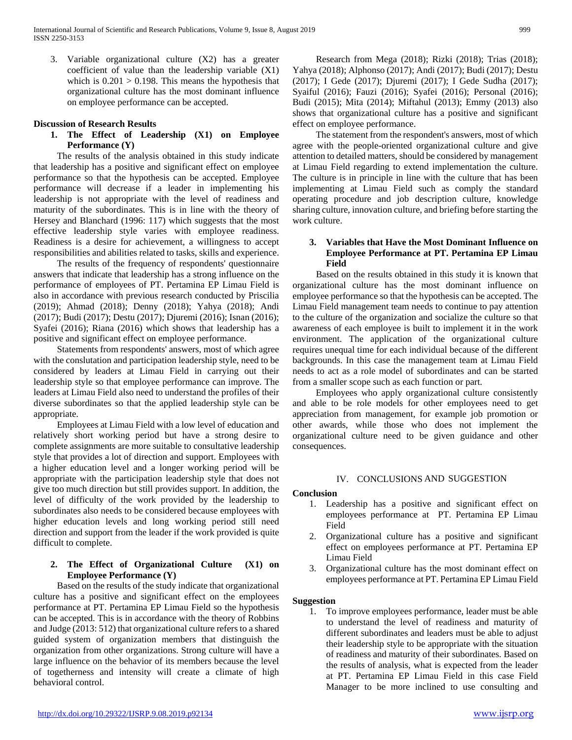3. Variable organizational culture (X2) has a greater coefficient of value than the leadership variable (X1) which is 0.201 > 0.198. This means the hypothesis that organizational culture has the most dominant influence on employee performance can be accepted.

### Discussion of Research Results

**1. The Effect of Leadership (X1) on Employee Performance (Y)**

The results of the analysis obtained in this study indicate that leadership has a positive and significant effect on employee performance so that the hypothesis can be accepted. Employee performance will decrease if a leader in implementing his leadership is not appropriate with the level of readiness and maturity of the subordinates. This is in line with the theory of Hersey and Blanchard (1996: 117) which suggests that the most effective leadership style varies with employee readiness. Readiness is a desire for achievement, a willingness to accept responsibilities and abilities related to tasks, skills and experience.

The results of the frequency of respondents' questionnaire answers that indicate that leadership has a strong influence on the performance of employees of PT. Pertamina EP Limau Field is also in accordance with previous research conducted by Priscilia (2019); Ahmad (2018); Denny (2018); Yahya (2018); Andi (2017); Budi (2017); Destu (2017); Djuremi (2016); Isnan (2016); Syafei (2016); Riana (2016) which shows that leadership has a positive and significant effect on employee performance.

Statements from respondents' answers, most of which agree with the conslutation and participation leadership style, need to be considered by leaders at Limau Field in carrying out their leadership style so that employee performance can improve. The leaders at Limau Field also need to understand the profiles of their diverse subordinates so that the applied leadership style can be appropriate.

Employees at Limau Field with a low level of education and relatively short working period but have a strong desire to complete assignments are more suitable to consultative leadership style that provides a lot of direction and support. Employees with a higher education level and a longer working period will be appropriate with the participation leadership style that does not give too much direction but still provides support. In addition, the level of difficulty of the work provided by the leadership to subordinates also needs to be considered because employees with higher education levels and long working period still need direction and support from the leader if the work provided is quite difficult to complete.

**2. The Effect of Organizational Culture (X1) on Employee Performance (Y)**

Based on the results of the study indicate that organizational culture has a positive and significant effect on the employees performance at PT. Pertamina EP Limau Field so the hypothesis can be accepted. This is in accordance with the theory of Robbins and Judge (2013: 512) that organizational culture refers to a shared guided system of organization members that distinguish the organization from other organizations. Strong culture will have a large influence on the behavior of its members because the level of togetherness and intensity will create a climate of high behavioral control.

Research from Mega (2018); Rizki (2018); Trias (2018); Yahya (2018); Alphonso (2017); Andi (2017); Budi (2017); Destu (2017); I Gede (2017); Djuremi (2017); I Gede Sudha (2017); Syaiful (2016); Fauzi (2016); Syafei (2016); Personal (2016); Budi (2015); Mita (2014); Miftahul (2013); Emmy (2013) also shows that organizational culture has a positive and significant effect on employee performance.

The statement from the respondent's answers, most of which agree with the people-oriented organizational culture and give attention to detailed matters, should be considered by management at Limau Field regarding to extend implementation the culture. The culture is in principle in line with the culture that has been implementing at Limau Field such as comply the standard operating procedure and job description culture, knowledge sharing culture, innovation culture, and briefing before starting the work culture.

**3. Variables that Have the Most Dominant Influence on Employee Performance at PT. Pertamina EP Limau Field**

Based on the results obtained in this study it is known that organizational culture has the most dominant influence on employee performance so that the hypothesis can be accepted. The Limau Field management team needs to continue to pay attention to the culture of the organization and socialize the culture so that awareness of each employee is built to implement it in the work environment. The application of the organizational culture requires unequal time for each individual because of the different backgrounds. In this case the management team at Limau Field needs to act as a role model of subordinates and can be started from a smaller scope such as each function or part.

Employees who apply organizational culture consistently and able to be role models for other employees need to get appreciation from management, for example job promotion or other awards, while those who does not implement the organizational culture need to be given guidance and other consequences.

## IV. CONCLUSIONS AND SUGGESTION

### Conclusion

1. Leadership has a positive and significant effect on employees performance at PT. Pertamina EP Limau Field
2. Organizational culture has a positive and significant effect on employees performance at PT. Pertamina EP Limau Field
3. Organizational culture has the most dominant effect on employees performance at PT. Pertamina EP Limau Field

### Suggestion

1. To improve employees performance, leader must be able to understand the level of readiness and maturity of different subordinates and leaders must be able to adjust their leadership style to be appropriate with the situation of readiness and maturity of their subordinates. Based on the results of analysis, what is expected from the leader at PT. Pertamina EP Limau Field in this case Field Manager to be more inclined to use consulting and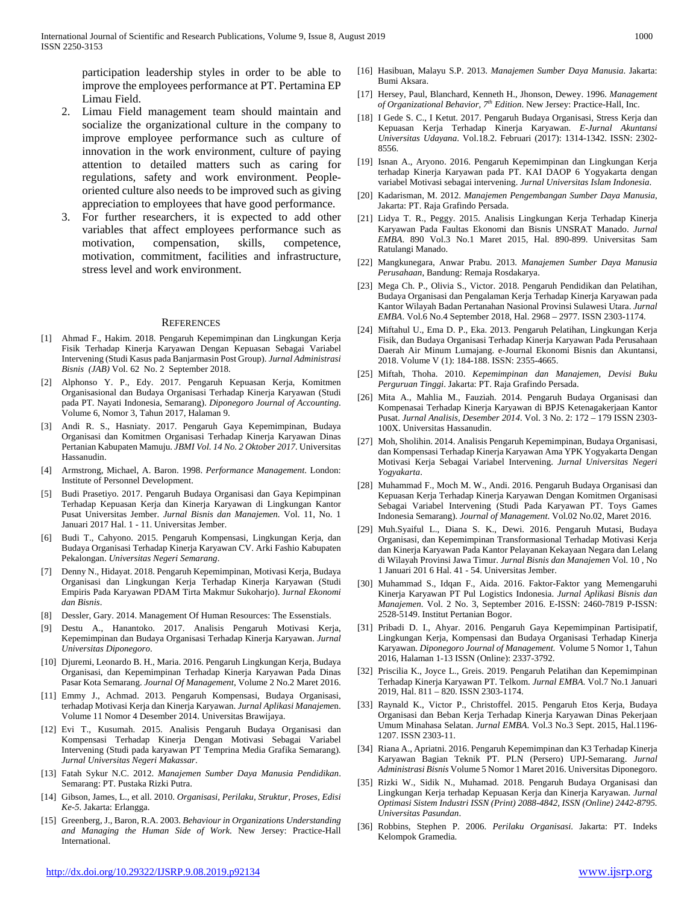participation leadership styles in order to be able to improve the employees performance at PT. Pertamina EP Limau Field.

2. Limau Field management team should maintain and socialize the organizational culture in the company to improve employee performance such as culture of innovation in the work environment, culture of paying attention to detailed matters such as caring for regulations, safety and work environment. People-oriented culture also needs to be improved such as giving appreciation to employees that have good performance.
3. For further researchers, it is expected to add other variables that affect employees performance such as motivation, compensation, skills, competence, motivation, commitment, facilities and infrastructure, stress level and work environment.

## REFERENCES

[1] Ahmad F., Hakim. 2018. Pengaruh Kepemimpinan dan Lingkungan Kerja Fisik Terhadap Kinerja Karyawan Dengan Kepuasan Sebagai Variabel Intervening (Studi Kasus pada Banjarmasin Post Group). *Jurnal Administrasi Bisnis (JAB)* Vol. 62 No. 2 September 2018.

[2] Alphonso Y. P., Edy. 2017. Pengaruh Kepuasan Kerja, Komitmen Organisasional dan Budaya Organisasi Terhadap Kinerja Karyawan (Studi pada PT. Nayati Indonesia, Semarang). *Diponegoro Journal of Accounting*. Volume 6, Nomor 3, Tahun 2017, Halaman 9.

[3] Andi R. S., Hasniaty. 2017. Pengaruh Gaya Kepemimpinan, Budaya Organisasi dan Komitmen Organisasi Terhadap Kinerja Karyawan Dinas Pertanian Kabupaten Mamuju. *JBMI Vol. 14 No. 2 Oktober 2017*. Universitas Hassanudin.

[4] Armstrong, Michael, A. Baron. 1998. *Performance Management*. London: Institute of Personnel Development.

[5] Budi Prasetiyo. 2017. Pengaruh Budaya Organisasi dan Gaya Kepimpinan Terhadap Kepuasan Kerja dan Kinerja Karyawan di Lingkungan Kantor Pusat Universitas Jember. *Jurnal Bisnis dan Manajemen*. Vol. 11, No. 1 Januari 2017 Hal. 1 - 11. Universitas Jember.

[6] Budi T., Cahyono. 2015. Pengaruh Kompensasi, Lingkungan Kerja, dan Budaya Organisasi Terhadap Kinerja Karyawan CV. Arki Fashio Kabupaten Pekalongan. *Universitas Negeri Semarang*.

[7] Denny N., Hidayat. 2018. Pengaruh Kepemimpinan, Motivasi Kerja, Budaya Organisasi dan Lingkungan Kerja Terhadap Kinerja Karyawan (Studi Empiris Pada Karyawan PDAM Tirta Makmur Sukoharjo). *Jurnal Ekonomi dan Bisnis*.

[8] Dessler, Gary. 2014. Management Of Human Resources: The Essenstials.

[9] Destu A., Hanantoko. 2017. Analisis Pengaruh Motivasi Kerja, Kepemimpinan dan Budaya Organisasi Terhadap Kinerja Karyawan. *Jurnal Universitas Diponegoro*.

[10] Djuremi, Leonardo B. H., Maria. 2016. Pengaruh Lingkungan Kerja, Budaya Organisasi, dan Kepemimpinan Terhadap Kinerja Karyawan Pada Dinas Pasar Kota Semarang. *Journal Of Management*, Volume 2 No.2 Maret 2016.

[11] Emmy J., Achmad. 2013. Pengaruh Kompensasi, Budaya Organisasi, terhadap Motivasi Kerja dan Kinerja Karyawan. *Jurnal Aplikasi Manajemen*. Volume 11 Nomor 4 Desember 2014. Universitas Brawijaya.

[12] Evi T., Kusumah. 2015. Analisis Pengaruh Budaya Organisasi dan Kompensasi Terhadap Kinerja Dengan Motivasi Sebagai Variabel Intervening (Studi pada karyawan PT Temprina Media Grafika Semarang). *Jurnal Universitas Negeri Makassar*.

[13] Fatah Sykur N.C. 2012. *Manajemen Sumber Daya Manusia Pendidikan*. Semarang: PT. Pustaka Rizki Putra.

[14] Gibson, James, L., et all. 2010. *Organisasi, Perilaku, Struktur, Proses, Edisi Ke-5*. Jakarta: Erlangga.

[15] Greenberg, J., Baron, R.A. 2003. *Behaviour in Organizations Understanding and Managing the Human Side of Work*. New Jersey: Practice-Hall International.

[16] Hasibuan, Malayu S.P. 2013. *Manajemen Sumber Daya Manusia*. Jakarta: Bumi Aksara.

[17] Hersey, Paul, Blanchard, Kenneth H., Jhonson, Dewey. 1996. *Management of Organizational Behavior, 7th Edition*. New Jersey: Practice-Hall, Inc.

[18] I Gede S. C., I Ketut. 2017. Pengaruh Budaya Organisasi, Stress Kerja dan Kepuasan Kerja Terhadap Kinerja Karyawan. *E-Jurnal Akuntansi Universitas Udayana*. Vol.18.2. Februari (2017): 1314-1342. ISSN: 2302-8556.

[19] Isnan A., Aryono. 2016. Pengaruh Kepemimpinan dan Lingkungan Kerja terhadap Kinerja Karyawan pada PT. KAI DAOP 6 Yogyakarta dengan variabel Motivasi sebagai intervening. *Jurnal Universitas Islam Indonesia*.

[20] Kadarisman, M. 2012. *Manajemen Pengembangan Sumber Daya Manusia*, Jakarta: PT. Raja Grafindo Persada.

[21] Lidya T. R., Peggy. 2015. Analisis Lingkungan Kerja Terhadap Kinerja Karyawan Pada Faultas Ekonomi dan Bisnis UNSRAT Manado. *Jurnal EMBA*. 890 Vol.3 No.1 Maret 2015, Hal. 890-899. Universitas Sam Ratulangi Manado.

[22] Mangkunegara, Anwar Prabu. 2013. *Manajemen Sumber Daya Manusia Perusahaan*, Bandung: Remaja Rosdakarya.

[23] Mega Ch. P., Olivia S., Victor. 2018. Pengaruh Pendidikan dan Pelatihan, Budaya Organisasi dan Pengalaman Kerja Terhadap Kinerja Karyawan pada Kantor Wilayah Badan Pertanahan Nasional Provinsi Sulawesi Utara. *Jurnal EMBA*. Vol.6 No.4 September 2018, Hal. 2968 – 2977. ISSN 2303-1174.

[24] Miftahul U., Ema D. P., Eka. 2013. Pengaruh Pelatihan, Lingkungan Kerja Fisik, dan Budaya Organisasi Terhadap Kinerja Karyawan Pada Perusahaan Daerah Air Minum Lumajang. e-Journal Ekonomi Bisnis dan Akuntansi, 2018. Volume V (1): 184-188. ISSN: 2355-4665.

[25] Miftah, Thoha. 2010. *Kepemimpinan dan Manajemen, Devisi Buku Perguruan Tinggi*. Jakarta: PT. Raja Grafindo Persada.

[26] Mita A., Mahlia M., Fauziah. 2014. Pengaruh Budaya Organisasi dan Kompensasi Terhadap Kinerja Karyawan di BPJS Ketenagakerjaan Kantor Pusat. *Jurnal Analisis, Desember 2014*. Vol. 3 No. 2: 172 – 179 ISSN 2303-100X. Universitas Hassanudin.

[27] Moh, Sholihin. 2014. Analisis Pengaruh Kepemimpinan, Budaya Organisasi, dan Kompensasi Terhadap Kinerja Karyawan Ama YPK Yogyakarta Dengan Motivasi Kerja Sebagai Variabel Intervening. *Jurnal Universitas Negeri Yogyakarta*.

[28] Muhammad F., Moch M. W., Andi. 2016. Pengaruh Budaya Organisasi dan Kepuasan Kerja Terhadap Kinerja Karyawan Dengan Komitmen Organisasi Sebagai Variabel Intervening (Studi Pada Karyawan PT. Toys Games Indonesia Semarang). *Journal of Management*. Vol.02 No.02, Maret 2016.

[29] Muh.Syaiful L., Diana S. K., Dewi. 2016. Pengaruh Mutasi, Budaya Organisasi, dan Kepemimpinan Transformasional Terhadap Motivasi Kerja dan Kinerja Karyawan Pada Kantor Pelayanan Kekayaan Negara dan Lelang di Wilayah Provinsi Jawa Timur. *Jurnal Bisnis dan Manajemen* Vol. 10 , No 1 Januari 201 6 Hal. 41 - 54. Universitas Jember.

[30] Muhammad S., Idqan F., Aida. 2016. Faktor-Faktor yang Memengaruhi Kinerja Karyawan PT Pul Logistics Indonesia. *Jurnal Aplikasi Bisnis dan Manajemen*. Vol. 2 No. 3, September 2016. E-ISSN: 2460-7819 P-ISSN: 2528-5149. Institut Pertanian Bogor.

[31] Pribadi D. I., Ahyar. 2016. Pengaruh Gaya Kepemimpinan Partisipatif, Lingkungan Kerja, Kompensasi dan Budaya Organisasi Terhadap Kinerja Karyawan. *Diponegoro Journal of Management*. Volume 5 Nomor 1, Tahun 2016, Halaman 1-13 ISSN (Online): 2337-3792.

[32] Priscilia K., Joyce L., Greis. 2019. Pengaruh Pelatihan dan Kepemimpinan Terhadap Kinerja Karyawan PT. Telkom. *Jurnal EMBA*. Vol.7 No.1 Januari 2019, Hal. 811 – 820. ISSN 2303-1174.

[33] Raynald K., Victor P., Christoffel. 2015. Pengaruh Etos Kerja, Budaya Organisasi dan Beban Kerja Terhadap Kinerja Karyawan Dinas Pekerjaan Umum Minahasa Selatan. *Jurnal EMBA*. Vol.3 No.3 Sept. 2015, Hal.1196-1207. ISSN 2303-11.

[34] Riana A., Apriatni. 2016. Pengaruh Kepemimpinan dan K3 Terhadap Kinerja Karyawan Bagian Teknik PT. PLN (Persero) UPJ-Semarang. *Jurnal Administrasi Bisnis* Volume 5 Nomor 1 Maret 2016. Universitas Diponegoro.

[35] Rizki W., Sidik N., Muhamad. 2018. Pengaruh Budaya Organisasi dan Lingkungan Kerja terhadap Kepuasan Kerja dan Kinerja Karyawan. *Jurnal Optimasi Sistem Industri ISSN (Print) 2088-4842, ISSN (Online) 2442-8795. Universitas Pasundan*.

[36] Robbins, Stephen P. 2006. *Perilaku Organisasi*. Jakarta: PT. Indeks Kelompok Gramedia.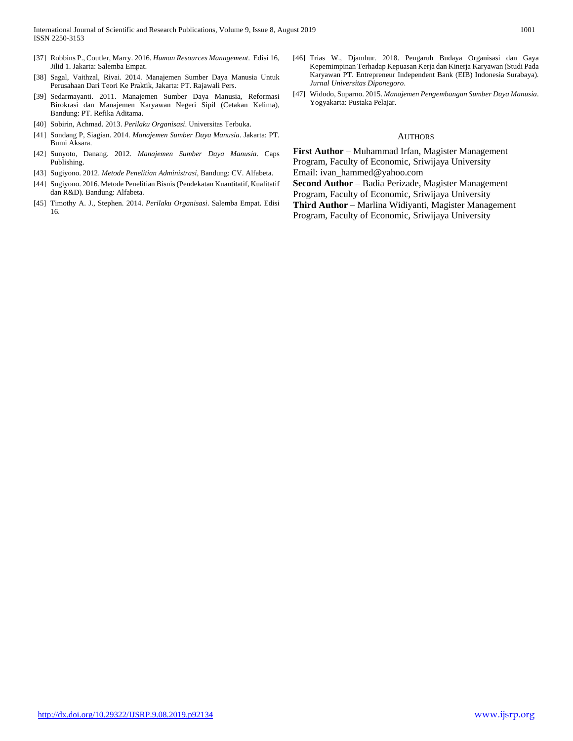[37] Robbins P., Coutler, Marry. 2016. *Human Resources Management*. Edisi 16, Jilid 1. Jakarta: Salemba Empat.

[38] Sagal, Vaithzal, Rivai. 2014. Manajemen Sumber Daya Manusia Untuk Perusahaan Dari Teori Ke Praktik, Jakarta: PT. Rajawali Pers.

[39] Sedarmayanti. 2011. Manajemen Sumber Daya Manusia, Reformasi Birokrasi dan Manajemen Karyawan Negeri Sipil (Cetakan Kelima), Bandung: PT. Refika Aditama.

[40] Sobirin, Achmad. 2013. *Perilaku Organisasi*. Universitas Terbuka.

[41] Sondang P, Siagian. 2014. *Manajemen Sumber Daya Manusia*. Jakarta: PT. Bumi Aksara.

[42] Sunyoto, Danang. 2012. *Manajemen Sumber Daya Manusia*. Caps Publishing.

[43] Sugiyono. 2012. *Metode Penelitian Administrasi*, Bandung: CV. Alfabeta.

[44] Sugiyono. 2016. Metode Penelitian Bisnis (Pendekatan Kuantitatif, Kualitatif dan R&D). Bandung: Alfabeta.

[45] Timothy A. J., Stephen. 2014. *Perilaku Organisasi*. Salemba Empat. Edisi 16.

[46] Trias W., Djamhur. 2018. Pengaruh Budaya Organisasi dan Gaya Kepemimpinan Terhadap Kepuasan Kerja dan Kinerja Karyawan (Studi Pada Karyawan PT. Entrepreneur Independent Bank (EIB) Indonesia Surabaya). *Jurnal Universitas Diponegoro*.

[47] Widodo, Suparno. 2015. *Manajemen Pengembangan Sumber Daya Manusia*. Yogyakarta: Pustaka Pelajar.

## AUTHORS

**First Author** – Muhammad Irfan, Magister Management Program, Faculty of Economic, Sriwijaya University
Email: ivan_hammed@yahoo.com

**Second Author** – Badia Perizade, Magister Management Program, Faculty of Economic, Sriwijaya University

**Third Author** – Marlina Widiyanti, Magister Management Program, Faculty of Economic, Sriwijaya University